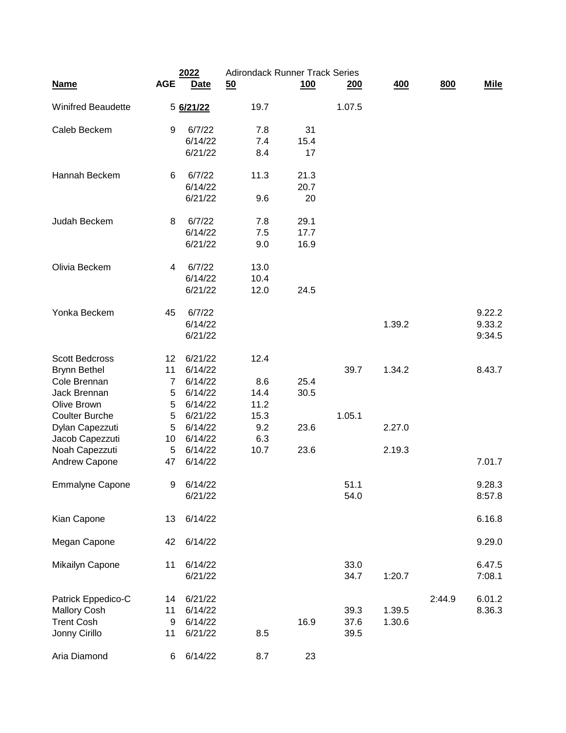2022 Adirondack Runner Track Series

| Name | AGE | Date | 50 | 100 | 200 | 400 | 800 | Mile |
|---|---|---|---|---|---|---|---|---|
| Winifred Beaudette | 5 | **6/21/22** | 19.7 | | 1.07.5 | | | |
| Caleb Beckem | 9 | 6/7/22 | 7.8 | 31 | | | | |
| | | 6/14/22 | 7.4 | 15.4 | | | | |
| | | 6/21/22 | 8.4 | 17 | | | | |
| Hannah Beckem | 6 | 6/7/22 | 11.3 | 21.3 | | | | |
| | | 6/14/22 | | 20.7 | | | | |
| | | 6/21/22 | 9.6 | 20 | | | | |
| Judah Beckem | 8 | 6/7/22 | 7.8 | 29.1 | | | | |
| | | 6/14/22 | 7.5 | 17.7 | | | | |
| | | 6/21/22 | 9.0 | 16.9 | | | | |
| Olivia Beckem | 4 | 6/7/22 | 13.0 | | | | | |
| | | 6/14/22 | 10.4 | | | | | |
| | | 6/21/22 | 12.0 | 24.5 | | | | |
| Yonka Beckem | 45 | 6/7/22 | | | | | | 9.22.2 |
| | | 6/14/22 | | | | 1.39.2 | | 9.33.2 |
| | | 6/21/22 | | | | | | 9:34.5 |
| Scott Bedcross | 12 | 6/21/22 | 12.4 | | | | | |
| Brynn Bethel | 11 | 6/14/22 | | | 39.7 | 1.34.2 | | 8.43.7 |
| Cole Brennan | 7 | 6/14/22 | 8.6 | 25.4 | | | | |
| Jack Brennan | 5 | 6/14/22 | 14.4 | 30.5 | | | | |
| Olive Brown | 5 | 6/14/22 | 11.2 | | | | | |
| Coulter Burche | 5 | 6/21/22 | 15.3 | | 1.05.1 | | | |
| Dylan Capezzuti | 5 | 6/14/22 | 9.2 | 23.6 | | 2.27.0 | | |
| Jacob Capezzuti | 10 | 6/14/22 | 6.3 | | | | | |
| Noah Capezzuti | 5 | 6/14/22 | 10.7 | 23.6 | | 2.19.3 | | |
| Andrew Capone | 47 | 6/14/22 | | | | | | 7.01.7 |
| Emmalyne Capone | 9 | 6/14/22 | | | 51.1 | | | 9.28.3 |
| | | 6/21/22 | | | 54.0 | | | 8:57.8 |
| Kian Capone | 13 | 6/14/22 | | | | | | 6.16.8 |
| Megan Capone | 42 | 6/14/22 | | | | | | 9.29.0 |
| Mikailyn Capone | 11 | 6/14/22 | | | 33.0 | | | 6.47.5 |
| | | 6/21/22 | | | 34.7 | 1:20.7 | | 7:08.1 |
| Patrick Eppedico-C | 14 | 6/21/22 | | | | | 2:44.9 | 6.01.2 |
| Mallory Cosh | 11 | 6/14/22 | | | 39.3 | 1.39.5 | | 8.36.3 |
| Trent Cosh | 9 | 6/14/22 | | 16.9 | 37.6 | 1.30.6 | | |
| Jonny Cirillo | 11 | 6/21/22 | 8.5 | | 39.5 | | | |
| Aria Diamond | 6 | 6/14/22 | 8.7 | 23 | | | | |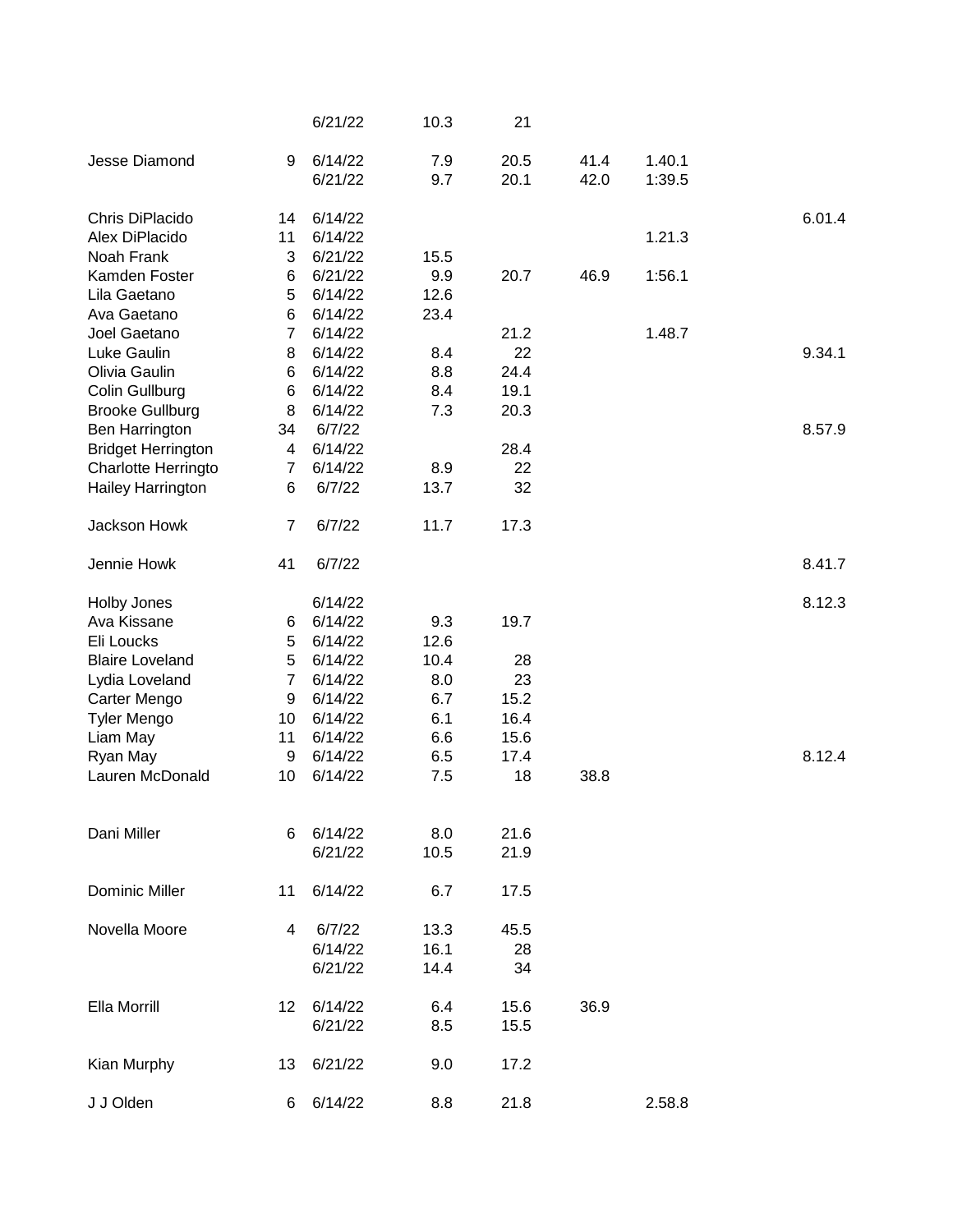| | | | | | | | | |
|---|---|---|---|---|---|---|---|---|
| | | 6/21/22 | 10.3 | 21 | | | | |
| Jesse Diamond | 9 | 6/14/22 | 7.9 | 20.5 | 41.4 | 1.40.1 | | |
| | | 6/21/22 | 9.7 | 20.1 | 42.0 | 1:39.5 | | |
| Chris DiPlacido | 14 | 6/14/22 | | | | | | 6.01.4 |
| Alex DiPlacido | 11 | 6/14/22 | | | | 1.21.3 | | |
| Noah Frank | 3 | 6/21/22 | 15.5 | | | | | |
| Kamden Foster | 6 | 6/21/22 | 9.9 | 20.7 | 46.9 | 1:56.1 | | |
| Lila Gaetano | 5 | 6/14/22 | 12.6 | | | | | |
| Ava Gaetano | 6 | 6/14/22 | 23.4 | | | | | |
| Joel Gaetano | 7 | 6/14/22 | | 21.2 | | 1.48.7 | | |
| Luke Gaulin | 8 | 6/14/22 | 8.4 | 22 | | | | 9.34.1 |
| Olivia Gaulin | 6 | 6/14/22 | 8.8 | 24.4 | | | | |
| Colin Gullburg | 6 | 6/14/22 | 8.4 | 19.1 | | | | |
| Brooke Gullburg | 8 | 6/14/22 | 7.3 | 20.3 | | | | |
| Ben Harrington | 34 | 6/7/22 | | | | | | 8.57.9 |
| Bridget Herrington | 4 | 6/14/22 | | 28.4 | | | | |
| Charlotte Herringto | 7 | 6/14/22 | 8.9 | 22 | | | | |
| Hailey Harrington | 6 | 6/7/22 | 13.7 | 32 | | | | |
| Jackson Howk | 7 | 6/7/22 | 11.7 | 17.3 | | | | |
| Jennie Howk | 41 | 6/7/22 | | | | | | 8.41.7 |
| Holby Jones | | 6/14/22 | | | | | | 8.12.3 |
| Ava Kissane | 6 | 6/14/22 | 9.3 | 19.7 | | | | |
| Eli Loucks | 5 | 6/14/22 | 12.6 | | | | | |
| Blaire Loveland | 5 | 6/14/22 | 10.4 | 28 | | | | |
| Lydia Loveland | 7 | 6/14/22 | 8.0 | 23 | | | | |
| Carter Mengo | 9 | 6/14/22 | 6.7 | 15.2 | | | | |
| Tyler Mengo | 10 | 6/14/22 | 6.1 | 16.4 | | | | |
| Liam May | 11 | 6/14/22 | 6.6 | 15.6 | | | | |
| Ryan May | 9 | 6/14/22 | 6.5 | 17.4 | | | | 8.12.4 |
| Lauren McDonald | 10 | 6/14/22 | 7.5 | 18 | 38.8 | | | |
| Dani Miller | 6 | 6/14/22 | 8.0 | 21.6 | | | | |
| | | 6/21/22 | 10.5 | 21.9 | | | | |
| Dominic Miller | 11 | 6/14/22 | 6.7 | 17.5 | | | | |
| Novella Moore | 4 | 6/7/22 | 13.3 | 45.5 | | | | |
| | | 6/14/22 | 16.1 | 28 | | | | |
| | | 6/21/22 | 14.4 | 34 | | | | |
| Ella Morrill | 12 | 6/14/22 | 6.4 | 15.6 | 36.9 | | | |
| | | 6/21/22 | 8.5 | 15.5 | | | | |
| Kian Murphy | 13 | 6/21/22 | 9.0 | 17.2 | | | | |
| J J Olden | 6 | 6/14/22 | 8.8 | 21.8 | | 2.58.8 | | |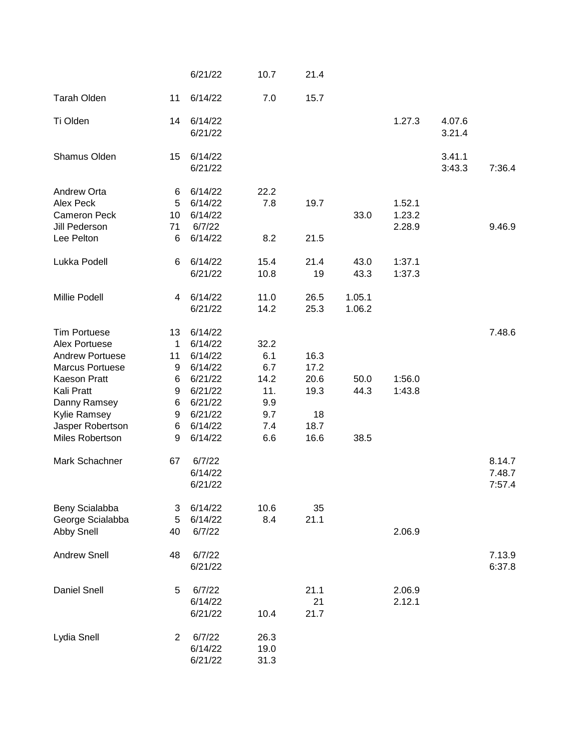| Name | Age | Date | | | | | | |
|---|---|---|---|---|---|---|---|---|
| | | 6/21/22 | 10.7 | 21.4 | | | | |
| Tarah Olden | 11 | 6/14/22 | 7.0 | 15.7 | | | | |
| Ti Olden | 14 | 6/14/22 | | | | 1.27.3 | 4.07.6 | |
| | | 6/21/22 | | | | | 3.21.4 | |
| Shamus Olden | 15 | 6/14/22 | | | | | 3.41.1 | |
| | | 6/21/22 | | | | | 3:43.3 | 7:36.4 |
| Andrew Orta | 6 | 6/14/22 | 22.2 | | | | | |
| Alex Peck | 5 | 6/14/22 | 7.8 | 19.7 | | 1.52.1 | | |
| Cameron Peck | 10 | 6/14/22 | | | 33.0 | 1.23.2 | | |
| Jill Pederson | 71 | 6/7/22 | | | | 2.28.9 | | 9.46.9 |
| Lee Pelton | 6 | 6/14/22 | 8.2 | 21.5 | | | | |
| Lukka Podell | 6 | 6/14/22 | 15.4 | 21.4 | 43.0 | 1:37.1 | | |
| | | 6/21/22 | 10.8 | 19 | 43.3 | 1:37.3 | | |
| Millie Podell | 4 | 6/14/22 | 11.0 | 26.5 | 1.05.1 | | | |
| | | 6/21/22 | 14.2 | 25.3 | 1.06.2 | | | |
| Tim Portuese | 13 | 6/14/22 | | | | | | 7.48.6 |
| Alex Portuese | 1 | 6/14/22 | 32.2 | | | | | |
| Andrew Portuese | 11 | 6/14/22 | 6.1 | 16.3 | | | | |
| Marcus Portuese | 9 | 6/14/22 | 6.7 | 17.2 | | | | |
| Kaeson Pratt | 6 | 6/21/22 | 14.2 | 20.6 | 50.0 | 1:56.0 | | |
| Kali Pratt | 9 | 6/21/22 | 11. | 19.3 | 44.3 | 1:43.8 | | |
| Danny Ramsey | 6 | 6/21/22 | 9.9 | | | | | |
| Kylie Ramsey | 9 | 6/21/22 | 9.7 | 18 | | | | |
| Jasper Robertson | 6 | 6/14/22 | 7.4 | 18.7 | | | | |
| Miles Robertson | 9 | 6/14/22 | 6.6 | 16.6 | 38.5 | | | |
| Mark Schachner | 67 | 6/7/22 | | | | | | 8.14.7 |
| | | 6/14/22 | | | | | | 7.48.7 |
| | | 6/21/22 | | | | | | 7:57.4 |
| Beny Scialabba | 3 | 6/14/22 | 10.6 | 35 | | | | |
| George Scialabba | 5 | 6/14/22 | 8.4 | 21.1 | | | | |
| Abby Snell | 40 | 6/7/22 | | | | 2.06.9 | | |
| Andrew Snell | 48 | 6/7/22 | | | | | | 7.13.9 |
| | | 6/21/22 | | | | | | 6:37.8 |
| Daniel Snell | 5 | 6/7/22 | | 21.1 | | 2.06.9 | | |
| | | 6/14/22 | | 21 | | 2.12.1 | | |
| | | 6/21/22 | 10.4 | 21.7 | | | | |
| Lydia Snell | 2 | 6/7/22 | 26.3 | | | | | |
| | | 6/14/22 | 19.0 | | | | | |
| | | 6/21/22 | 31.3 | | | | | |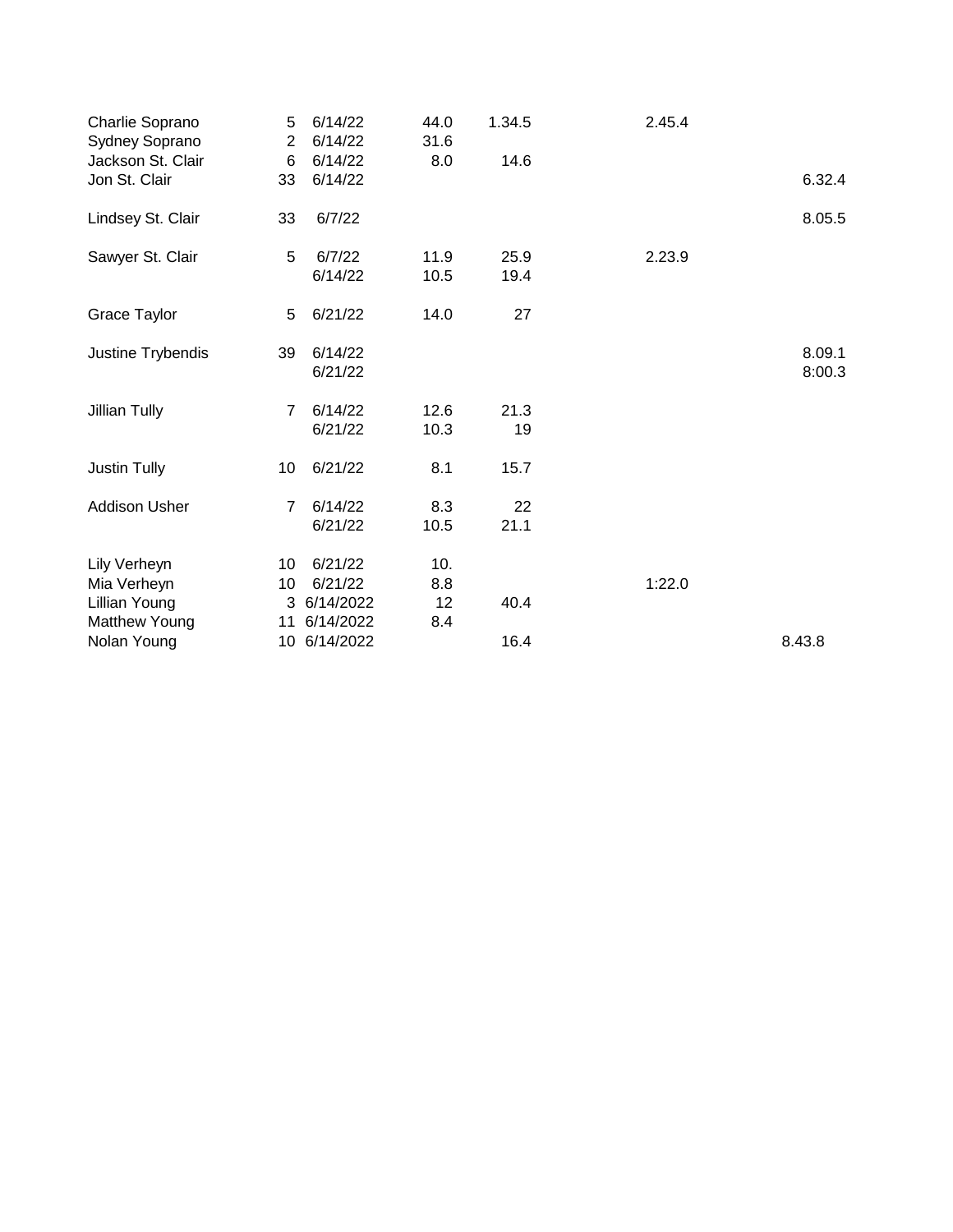| | | | | | | |
|---|---|---|---|---|---|---|
| Charlie Soprano | 5 | 6/14/22 | 44.0 | 1.34.5 | 2.45.4 | |
| Sydney Soprano | 2 | 6/14/22 | 31.6 | | | |
| Jackson St. Clair | 6 | 6/14/22 | 8.0 | 14.6 | | |
| Jon St. Clair | 33 | 6/14/22 | | | | 6.32.4 |
| Lindsey St. Clair | 33 | 6/7/22 | | | | 8.05.5 |
| Sawyer St. Clair | 5 | 6/7/22 | 11.9 | 25.9 | 2.23.9 | |
| | | 6/14/22 | 10.5 | 19.4 | | |
| Grace Taylor | 5 | 6/21/22 | 14.0 | 27 | | |
| Justine Trybendis | 39 | 6/14/22 | | | | 8.09.1 |
| | | 6/21/22 | | | | 8:00.3 |
| Jillian Tully | 7 | 6/14/22 | 12.6 | 21.3 | | |
| | | 6/21/22 | 10.3 | 19 | | |
| Justin Tully | 10 | 6/21/22 | 8.1 | 15.7 | | |
| Addison Usher | 7 | 6/14/22 | 8.3 | 22 | | |
| | | 6/21/22 | 10.5 | 21.1 | | |
| Lily Verheyn | 10 | 6/21/22 | 10. | | | |
| Mia Verheyn | 10 | 6/21/22 | 8.8 | | 1:22.0 | |
| Lillian Young | 3 | 6/14/2022 | 12 | 40.4 | | |
| Matthew Young | 11 | 6/14/2022 | 8.4 | | | |
| Nolan Young | 10 | 6/14/2022 | | 16.4 | | 8.43.8 |